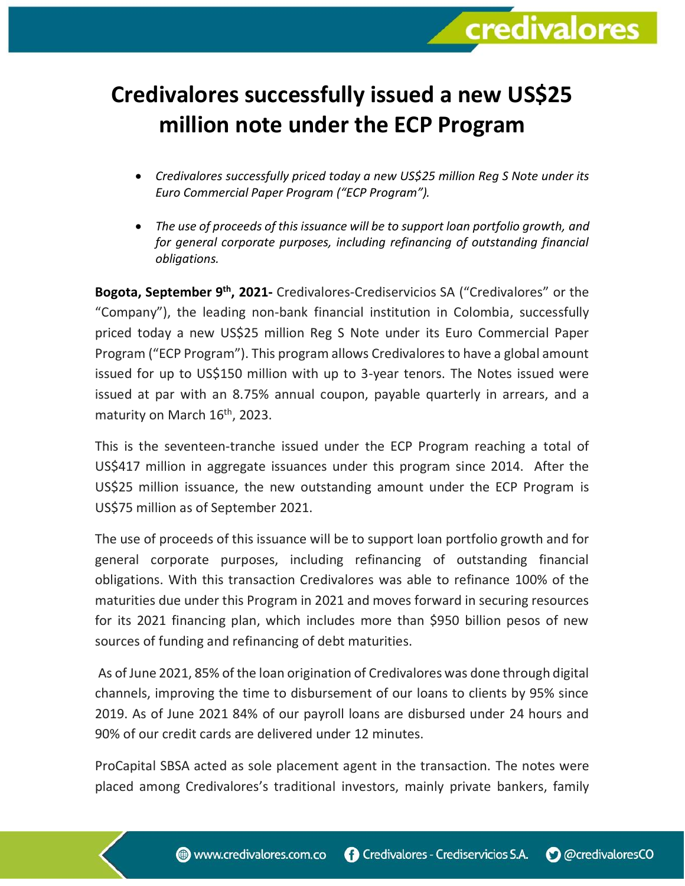# Credivalores successfully issued a new US$25 million note under the ECP Program

- *Credivalores successfully priced today a new US$25 million Reg S Note under its Euro Commercial Paper Program ("ECP Program").*
- *The use of proceeds of this issuance will be to support loan portfolio growth, and for general corporate purposes, including refinancing of outstanding financial obligations.*

**Bogota, September 9th, 2021-** Credivalores-Crediservicios SA ("Credivalores" or the "Company"), the leading non-bank financial institution in Colombia, successfully priced today a new US$25 million Reg S Note under its Euro Commercial Paper Program ("ECP Program"). This program allows Credivalores to have a global amount issued for up to US$150 million with up to 3-year tenors. The Notes issued were issued at par with an 8.75% annual coupon, payable quarterly in arrears, and a maturity on March 16th, 2023.

This is the seventeen-tranche issued under the ECP Program reaching a total of US$417 million in aggregate issuances under this program since 2014. After the US$25 million issuance, the new outstanding amount under the ECP Program is US$75 million as of September 2021.

The use of proceeds of this issuance will be to support loan portfolio growth and for general corporate purposes, including refinancing of outstanding financial obligations. With this transaction Credivalores was able to refinance 100% of the maturities due under this Program in 2021 and moves forward in securing resources for its 2021 financing plan, which includes more than $950 billion pesos of new sources of funding and refinancing of debt maturities.

As of June 2021, 85% of the loan origination of Credivalores was done through digital channels, improving the time to disbursement of our loans to clients by 95% since 2019. As of June 2021 84% of our payroll loans are disbursed under 24 hours and 90% of our credit cards are delivered under 12 minutes.

ProCapital SBSA acted as sole placement agent in the transaction. The notes were placed among Credivalores's traditional investors, mainly private bankers, family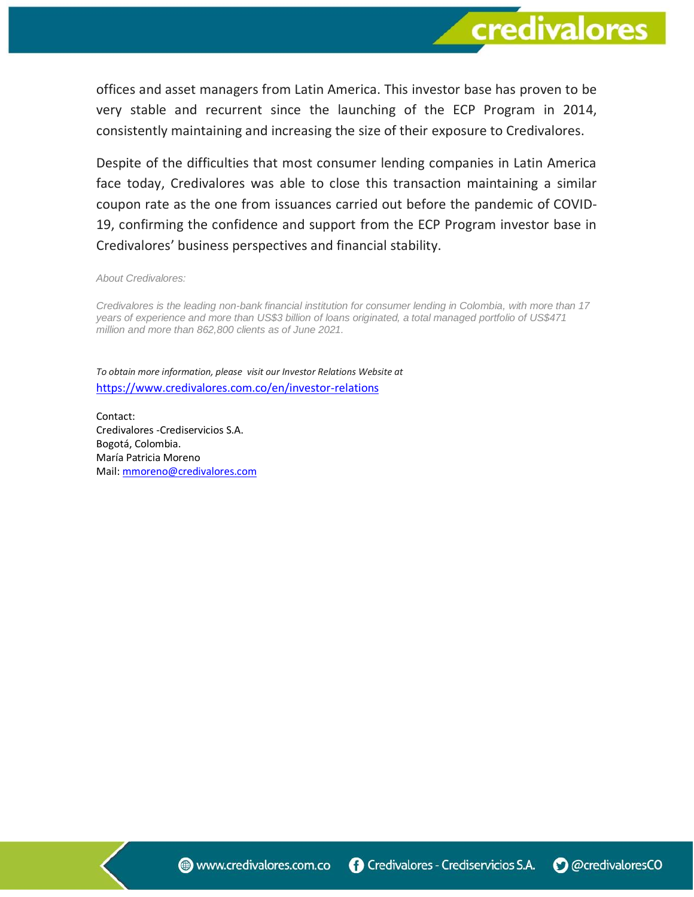offices and asset managers from Latin America. This investor base has proven to be very stable and recurrent since the launching of the ECP Program in 2014, consistently maintaining and increasing the size of their exposure to Credivalores.

Despite of the difficulties that most consumer lending companies in Latin America face today, Credivalores was able to close this transaction maintaining a similar coupon rate as the one from issuances carried out before the pandemic of COVID-19, confirming the confidence and support from the ECP Program investor base in Credivalores' business perspectives and financial stability.

*About Credivalores:*

*Credivalores is the leading non-bank financial institution for consumer lending in Colombia, with more than 17 years of experience and more than US$3 billion of loans originated, a total managed portfolio of US$471 million and more than 862,800 clients as of June 2021.*

*To obtain more information, please visit our Investor Relations Website at*
https://www.credivalores.com.co/en/investor-relations

Contact:
Credivalores -Crediservicios S.A.
Bogotá, Colombia.
María Patricia Moreno
Mail: mmoreno@credivalores.com